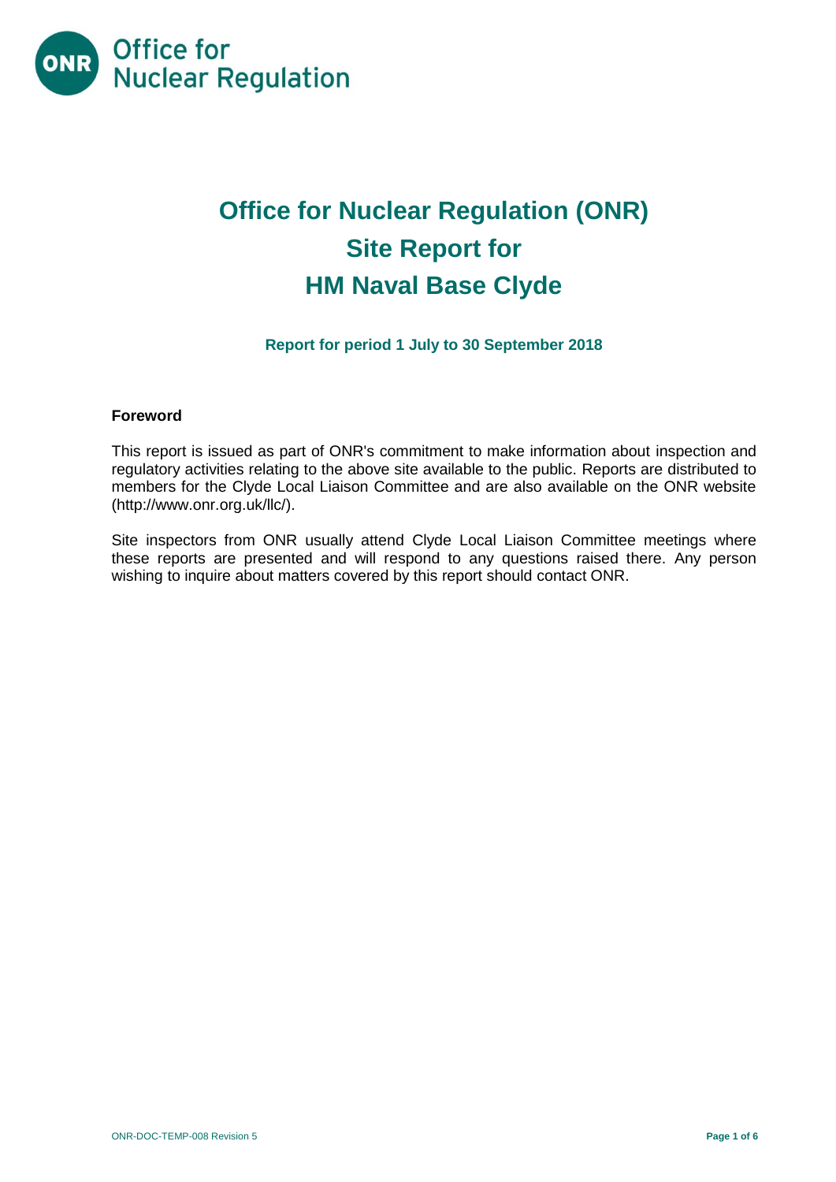# Office for Nuclear Regulation (ONR)
# Site Report for
# HM Naval Base Clyde

**Report for period 1 July to 30 September 2018**

## Foreword

This report is issued as part of ONR's commitment to make information about inspection and regulatory activities relating to the above site available to the public. Reports are distributed to members for the Clyde Local Liaison Committee and are also available on the ONR website (http://www.onr.org.uk/llc/).

Site inspectors from ONR usually attend Clyde Local Liaison Committee meetings where these reports are presented and will respond to any questions raised there. Any person wishing to inquire about matters covered by this report should contact ONR.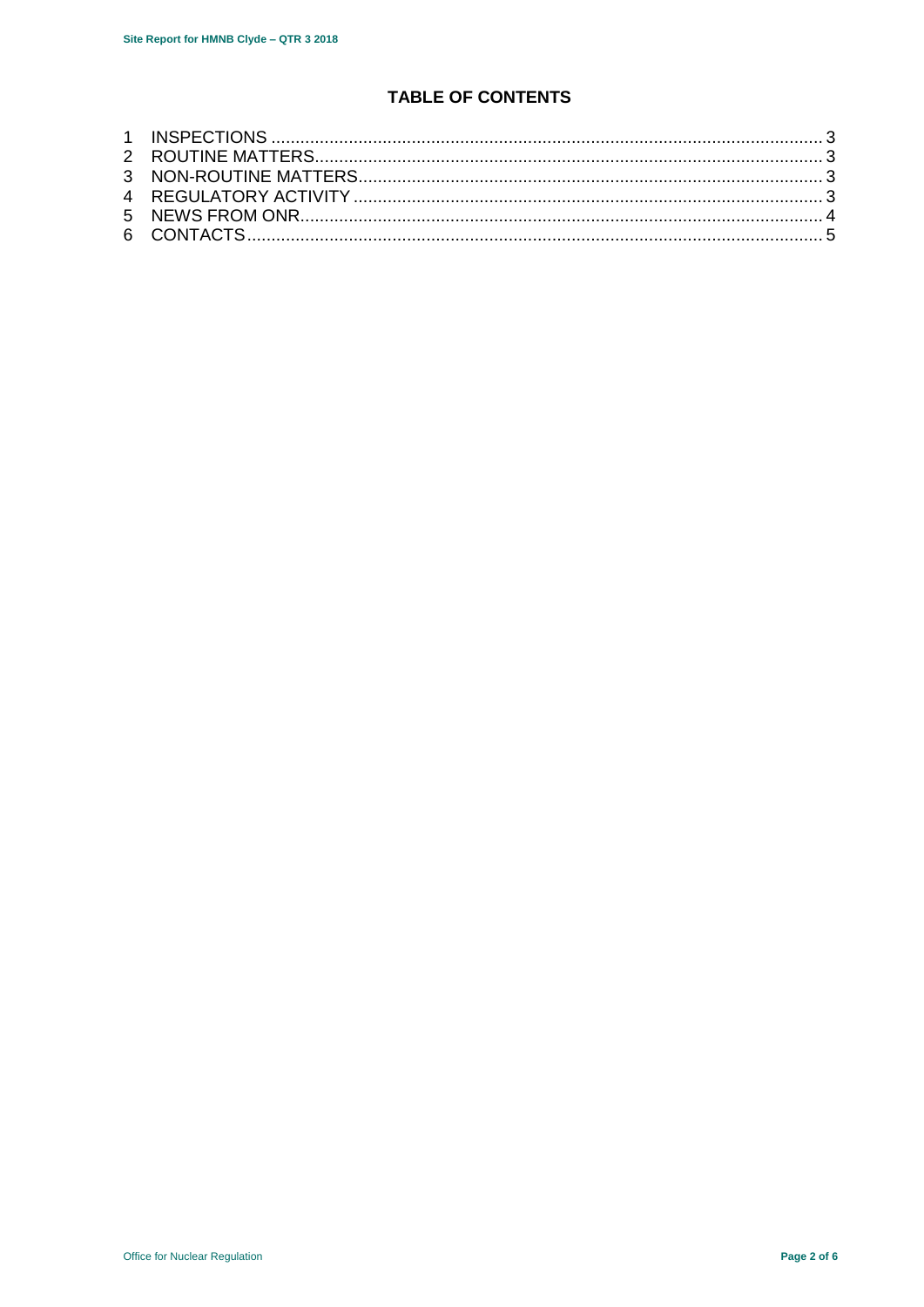## TABLE OF CONTENTS

1 INSPECTIONS ........................................................................................................... 3
2 ROUTINE MATTERS................................................................................................. 3
3 NON-ROUTINE MATTERS......................................................................................... 3
4 REGULATORY ACTIVITY ......................................................................................... 3
5 NEWS FROM ONR.................................................................................................... 4
6 CONTACTS................................................................................................................ 5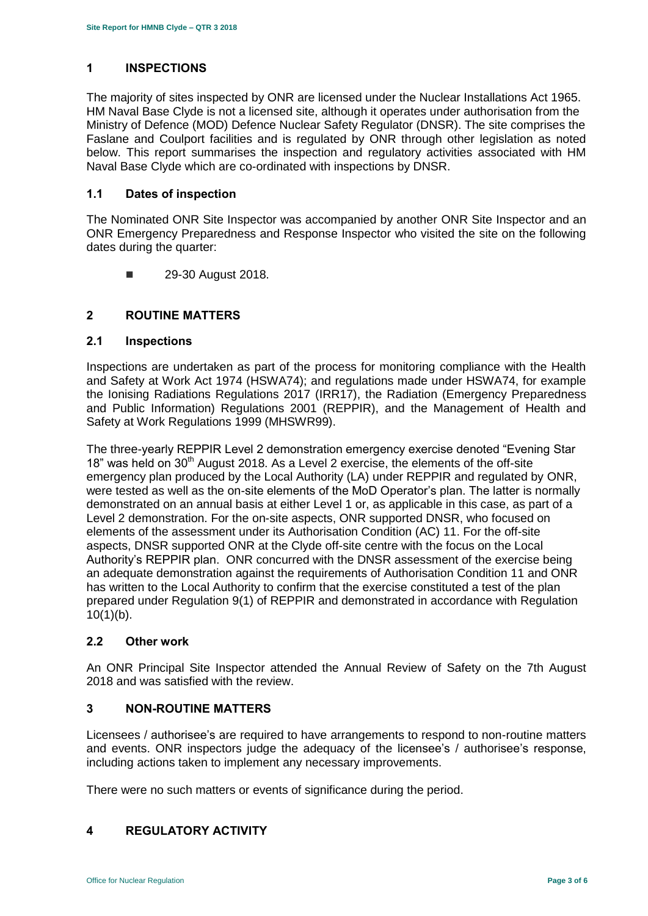# 1 INSPECTIONS

The majority of sites inspected by ONR are licensed under the Nuclear Installations Act 1965. HM Naval Base Clyde is not a licensed site, although it operates under authorisation from the Ministry of Defence (MOD) Defence Nuclear Safety Regulator (DNSR). The site comprises the Faslane and Coulport facilities and is regulated by ONR through other legislation as noted below. This report summarises the inspection and regulatory activities associated with HM Naval Base Clyde which are co-ordinated with inspections by DNSR.

## 1.1 Dates of inspection

The Nominated ONR Site Inspector was accompanied by another ONR Site Inspector and an ONR Emergency Preparedness and Response Inspector who visited the site on the following dates during the quarter:

- 29-30 August 2018.

# 2 ROUTINE MATTERS

## 2.1 Inspections

Inspections are undertaken as part of the process for monitoring compliance with the Health and Safety at Work Act 1974 (HSWA74); and regulations made under HSWA74, for example the Ionising Radiations Regulations 2017 (IRR17), the Radiation (Emergency Preparedness and Public Information) Regulations 2001 (REPPIR), and the Management of Health and Safety at Work Regulations 1999 (MHSWR99).

The three-yearly REPPIR Level 2 demonstration emergency exercise denoted "Evening Star 18" was held on 30th August 2018. As a Level 2 exercise, the elements of the off-site emergency plan produced by the Local Authority (LA) under REPPIR and regulated by ONR, were tested as well as the on-site elements of the MoD Operator's plan. The latter is normally demonstrated on an annual basis at either Level 1 or, as applicable in this case, as part of a Level 2 demonstration. For the on-site aspects, ONR supported DNSR, who focused on elements of the assessment under its Authorisation Condition (AC) 11. For the off-site aspects, DNSR supported ONR at the Clyde off-site centre with the focus on the Local Authority's REPPIR plan. ONR concurred with the DNSR assessment of the exercise being an adequate demonstration against the requirements of Authorisation Condition 11 and ONR has written to the Local Authority to confirm that the exercise constituted a test of the plan prepared under Regulation 9(1) of REPPIR and demonstrated in accordance with Regulation 10(1)(b).

## 2.2 Other work

An ONR Principal Site Inspector attended the Annual Review of Safety on the 7th August 2018 and was satisfied with the review.

# 3 NON-ROUTINE MATTERS

Licensees / authorisee's are required to have arrangements to respond to non-routine matters and events. ONR inspectors judge the adequacy of the licensee's / authorisee's response, including actions taken to implement any necessary improvements.

There were no such matters or events of significance during the period.

# 4 REGULATORY ACTIVITY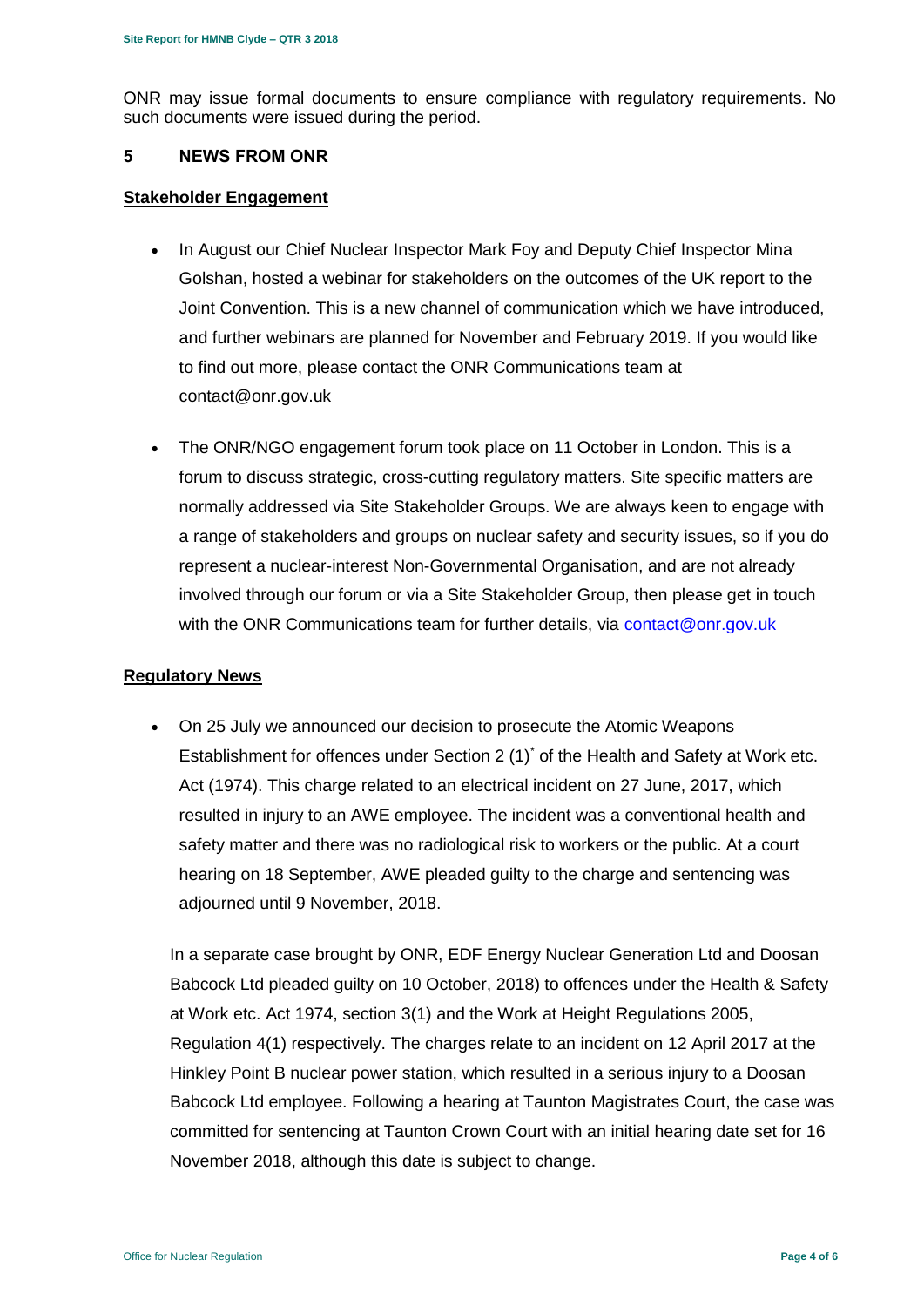ONR may issue formal documents to ensure compliance with regulatory requirements. No such documents were issued during the period.

## 5 NEWS FROM ONR

### Stakeholder Engagement

- In August our Chief Nuclear Inspector Mark Foy and Deputy Chief Inspector Mina Golshan, hosted a webinar for stakeholders on the outcomes of the UK report to the Joint Convention. This is a new channel of communication which we have introduced, and further webinars are planned for November and February 2019. If you would like to find out more, please contact the ONR Communications team at contact@onr.gov.uk

- The ONR/NGO engagement forum took place on 11 October in London. This is a forum to discuss strategic, cross-cutting regulatory matters. Site specific matters are normally addressed via Site Stakeholder Groups. We are always keen to engage with a range of stakeholders and groups on nuclear safety and security issues, so if you do represent a nuclear-interest Non-Governmental Organisation, and are not already involved through our forum or via a Site Stakeholder Group, then please get in touch with the ONR Communications team for further details, via contact@onr.gov.uk

### Regulatory News

- On 25 July we announced our decision to prosecute the Atomic Weapons Establishment for offences under Section 2 (1)* of the Health and Safety at Work etc. Act (1974). This charge related to an electrical incident on 27 June, 2017, which resulted in injury to an AWE employee. The incident was a conventional health and safety matter and there was no radiological risk to workers or the public. At a court hearing on 18 September, AWE pleaded guilty to the charge and sentencing was adjourned until 9 November, 2018.

  In a separate case brought by ONR, EDF Energy Nuclear Generation Ltd and Doosan Babcock Ltd pleaded guilty on 10 October, 2018) to offences under the Health & Safety at Work etc. Act 1974, section 3(1) and the Work at Height Regulations 2005, Regulation 4(1) respectively. The charges relate to an incident on 12 April 2017 at the Hinkley Point B nuclear power station, which resulted in a serious injury to a Doosan Babcock Ltd employee. Following a hearing at Taunton Magistrates Court, the case was committed for sentencing at Taunton Crown Court with an initial hearing date set for 16 November 2018, although this date is subject to change.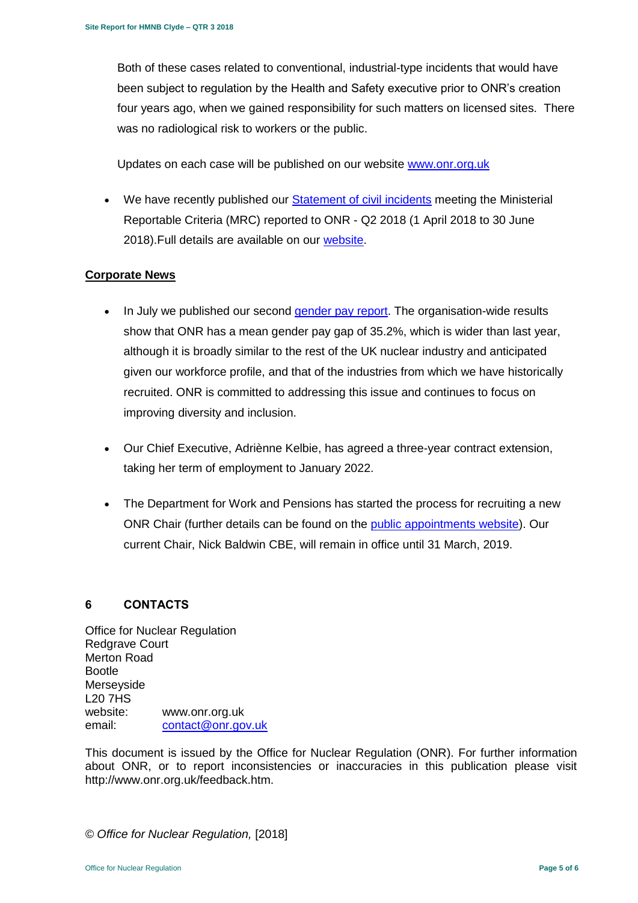Both of these cases related to conventional, industrial-type incidents that would have been subject to regulation by the Health and Safety executive prior to ONR's creation four years ago, when we gained responsibility for such matters on licensed sites. There was no radiological risk to workers or the public.

Updates on each case will be published on our website [www.onr.org.uk](http://www.onr.org.uk)

- We have recently published our [Statement of civil incidents]() meeting the Ministerial Reportable Criteria (MRC) reported to ONR - Q2 2018 (1 April 2018 to 30 June 2018).Full details are available on our [website]().

**Corporate News**

- In July we published our second [gender pay report](). The organisation-wide results show that ONR has a mean gender pay gap of 35.2%, which is wider than last year, although it is broadly similar to the rest of the UK nuclear industry and anticipated given our workforce profile, and that of the industries from which we have historically recruited. ONR is committed to addressing this issue and continues to focus on improving diversity and inclusion.

- Our Chief Executive, Adriènne Kelbie, has agreed a three-year contract extension, taking her term of employment to January 2022.

- The Department for Work and Pensions has started the process for recruiting a new ONR Chair (further details can be found on the [public appointments website]()). Our current Chair, Nick Baldwin CBE, will remain in office until 31 March, 2019.

## 6 CONTACTS

Office for Nuclear Regulation
Redgrave Court
Merton Road
Bootle
Merseyside
L20 7HS
website: www.onr.org.uk
email: [contact@onr.gov.uk](mailto:contact@onr.gov.uk)

This document is issued by the Office for Nuclear Regulation (ONR). For further information about ONR, or to report inconsistencies or inaccuracies in this publication please visit http://www.onr.org.uk/feedback.htm.

© *Office for Nuclear Regulation,* [2018]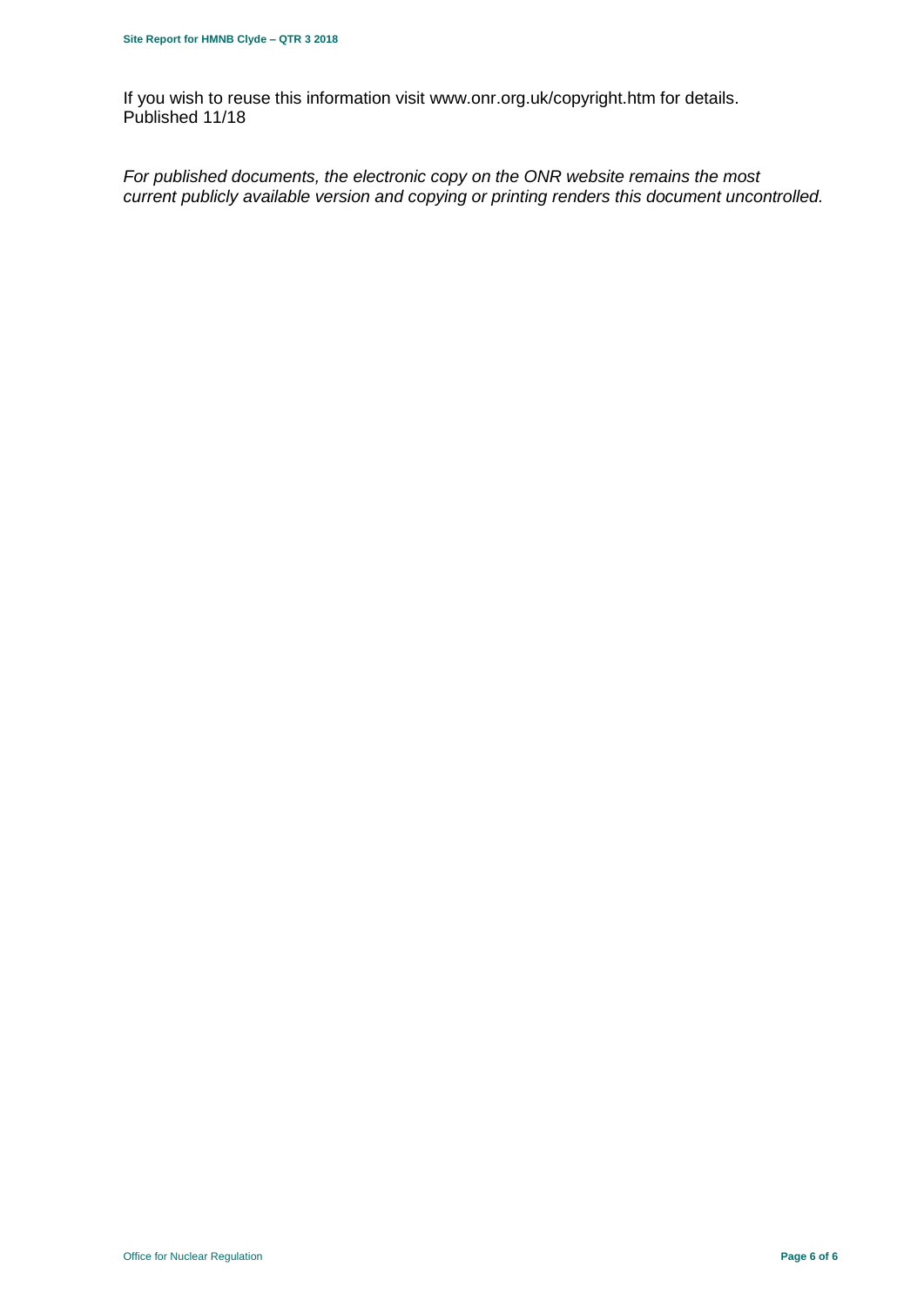If you wish to reuse this information visit www.onr.org.uk/copyright.htm for details.
Published 11/18

*For published documents, the electronic copy on the ONR website remains the most current publicly available version and copying or printing renders this document uncontrolled.*